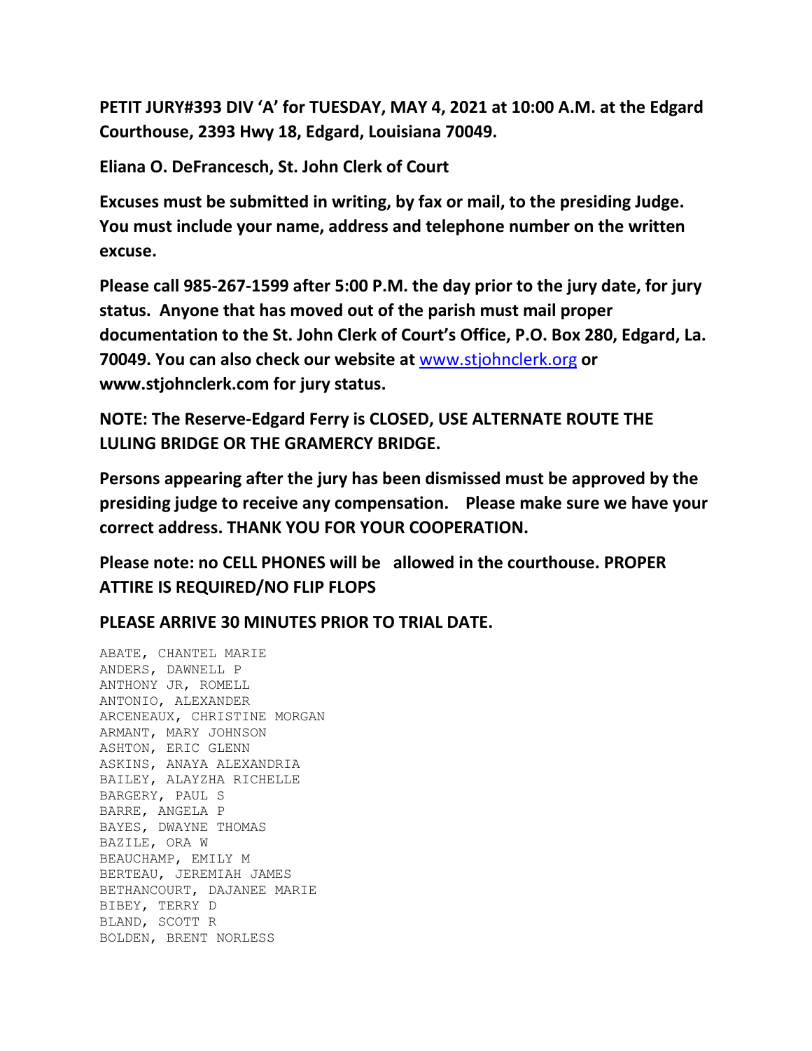**PETIT JURY#393 DIV 'A' for TUESDAY, MAY 4, 2021 at 10:00 A.M. at the Edgard Courthouse, 2393 Hwy 18, Edgard, Louisiana 70049.**

**Eliana O. DeFrancesch, St. John Clerk of Court**

**Excuses must be submitted in writing, by fax or mail, to the presiding Judge. You must include your name, address and telephone number on the written excuse.**

**Please call 985-267-1599 after 5:00 P.M. the day prior to the jury date, for jury status. Anyone that has moved out of the parish must mail proper documentation to the St. John Clerk of Court's Office, P.O. Box 280, Edgard, La. 70049. You can also check our website at www.stjohnclerk.org or www.stjohnclerk.com for jury status.**

**NOTE: The Reserve-Edgard Ferry is CLOSED, USE ALTERNATE ROUTE THE LULING BRIDGE OR THE GRAMERCY BRIDGE.**

**Persons appearing after the jury has been dismissed must be approved by the presiding judge to receive any compensation. Please make sure we have your correct address. THANK YOU FOR YOUR COOPERATION.**

**Please note: no CELL PHONES will be allowed in the courthouse. PROPER ATTIRE IS REQUIRED/NO FLIP FLOPS**

**PLEASE ARRIVE 30 MINUTES PRIOR TO TRIAL DATE.**

ABATE, CHANTEL MARIE
ANDERS, DAWNELL P
ANTHONY JR, ROMELL
ANTONIO, ALEXANDER
ARCENEAUX, CHRISTINE MORGAN
ARMANT, MARY JOHNSON
ASHTON, ERIC GLENN
ASKINS, ANAYA ALEXANDRIA
BAILEY, ALAYZHA RICHELLE
BARGERY, PAUL S
BARRE, ANGELA P
BAYES, DWAYNE THOMAS
BAZILE, ORA W
BEAUCHAMP, EMILY M
BERTEAU, JEREMIAH JAMES
BETHANCOURT, DAJANEE MARIE
BIBEY, TERRY D
BLAND, SCOTT R
BOLDEN, BRENT NORLESS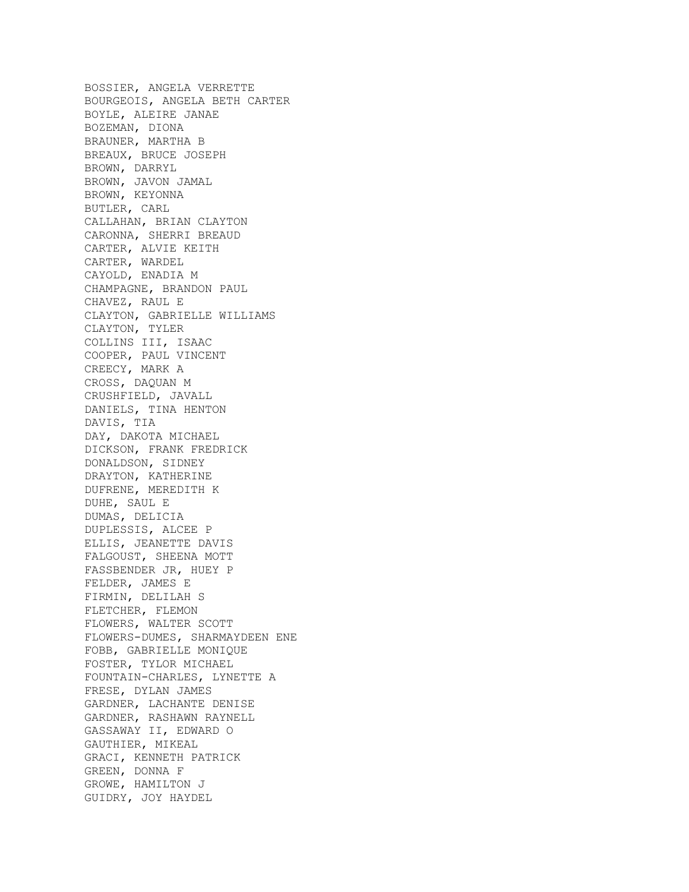BOSSIER, ANGELA VERRETTE
BOURGEOIS, ANGELA BETH CARTER
BOYLE, ALEIRE JANAE
BOZEMAN, DIONA
BRAUNER, MARTHA B
BREAUX, BRUCE JOSEPH
BROWN, DARRYL
BROWN, JAVON JAMAL
BROWN, KEYONNA
BUTLER, CARL
CALLAHAN, BRIAN CLAYTON
CARONNA, SHERRI BREAUD
CARTER, ALVIE KEITH
CARTER, WARDEL
CAYOLD, ENADIA M
CHAMPAGNE, BRANDON PAUL
CHAVEZ, RAUL E
CLAYTON, GABRIELLE WILLIAMS
CLAYTON, TYLER
COLLINS III, ISAAC
COOPER, PAUL VINCENT
CREECY, MARK A
CROSS, DAQUAN M
CRUSHFIELD, JAVALL
DANIELS, TINA HENTON
DAVIS, TIA
DAY, DAKOTA MICHAEL
DICKSON, FRANK FREDRICK
DONALDSON, SIDNEY
DRAYTON, KATHERINE
DUFRENE, MEREDITH K
DUHE, SAUL E
DUMAS, DELICIA
DUPLESSIS, ALCEE P
ELLIS, JEANETTE DAVIS
FALGOUST, SHEENA MOTT
FASSBENDER JR, HUEY P
FELDER, JAMES E
FIRMIN, DELILAH S
FLETCHER, FLEMON
FLOWERS, WALTER SCOTT
FLOWERS-DUMES, SHARMAYDEEN ENE
FOBB, GABRIELLE MONIQUE
FOSTER, TYLOR MICHAEL
FOUNTAIN-CHARLES, LYNETTE A
FRESE, DYLAN JAMES
GARDNER, LACHANTE DENISE
GARDNER, RASHAWN RAYNELL
GASSAWAY II, EDWARD O
GAUTHIER, MIKEAL
GRACI, KENNETH PATRICK
GREEN, DONNA F
GROWE, HAMILTON J
GUIDRY, JOY HAYDEL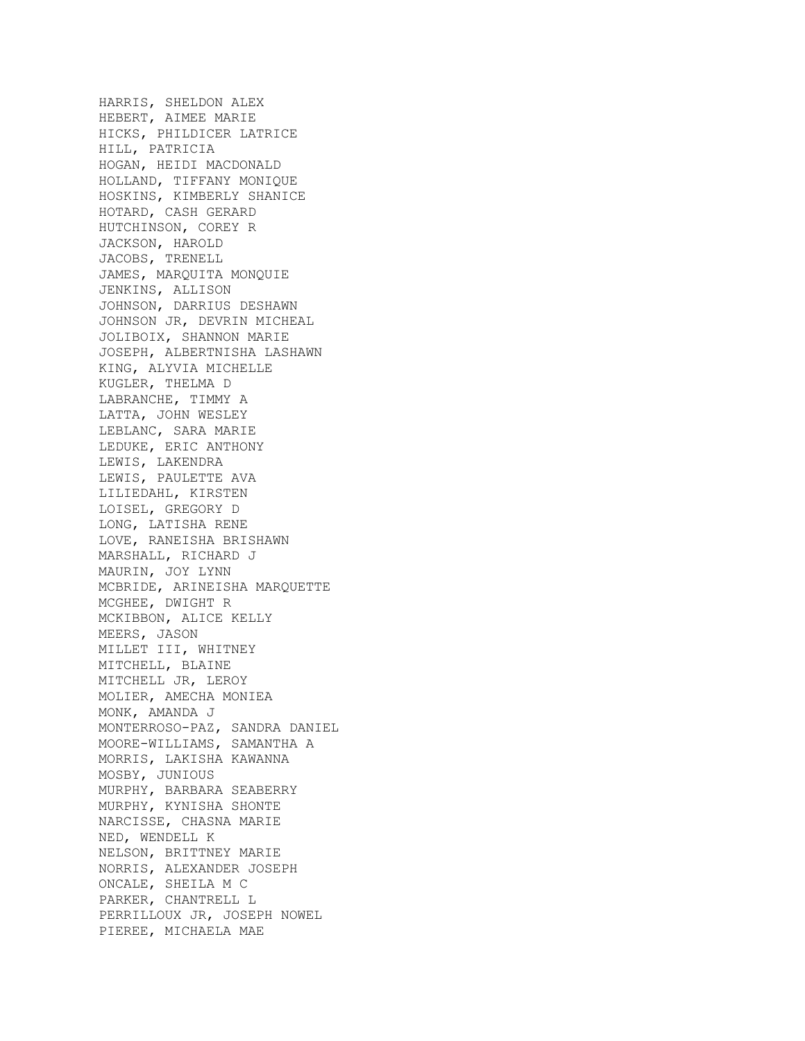HARRIS, SHELDON ALEX
HEBERT, AIMEE MARIE
HICKS, PHILDICER LATRICE
HILL, PATRICIA
HOGAN, HEIDI MACDONALD
HOLLAND, TIFFANY MONIQUE
HOSKINS, KIMBERLY SHANICE
HOTARD, CASH GERARD
HUTCHINSON, COREY R
JACKSON, HAROLD
JACOBS, TRENELL
JAMES, MARQUITA MONQUIE
JENKINS, ALLISON
JOHNSON, DARRIUS DESHAWN
JOHNSON JR, DEVRIN MICHEAL
JOLIBOIX, SHANNON MARIE
JOSEPH, ALBERTNISHA LASHAWN
KING, ALYVIA MICHELLE
KUGLER, THELMA D
LABRANCHE, TIMMY A
LATTA, JOHN WESLEY
LEBLANC, SARA MARIE
LEDUKE, ERIC ANTHONY
LEWIS, LAKENDRA
LEWIS, PAULETTE AVA
LILIEDAHL, KIRSTEN
LOISEL, GREGORY D
LONG, LATISHA RENE
LOVE, RANEISHA BRISHAWN
MARSHALL, RICHARD J
MAURIN, JOY LYNN
MCBRIDE, ARINEISHA MARQUETTE
MCGHEE, DWIGHT R
MCKIBBON, ALICE KELLY
MEERS, JASON
MILLET III, WHITNEY
MITCHELL, BLAINE
MITCHELL JR, LEROY
MOLIER, AMECHA MONIEA
MONK, AMANDA J
MONTERROSO-PAZ, SANDRA DANIEL
MOORE-WILLIAMS, SAMANTHA A
MORRIS, LAKISHA KAWANNA
MOSBY, JUNIOUS
MURPHY, BARBARA SEABERRY
MURPHY, KYNISHA SHONTE
NARCISSE, CHASNA MARIE
NED, WENDELL K
NELSON, BRITTNEY MARIE
NORRIS, ALEXANDER JOSEPH
ONCALE, SHEILA M C
PARKER, CHANTRELL L
PERRILLOUX JR, JOSEPH NOWEL
PIEREE, MICHAELA MAE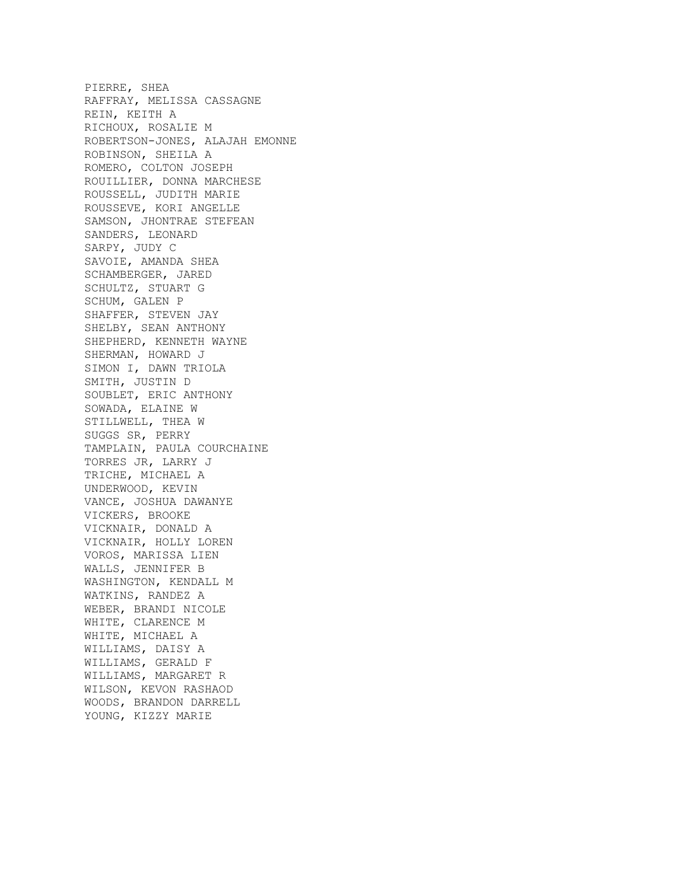PIERRE, SHEA
RAFFRAY, MELISSA CASSAGNE
REIN, KEITH A
RICHOUX, ROSALIE M
ROBERTSON-JONES, ALAJAH EMONNE
ROBINSON, SHEILA A
ROMERO, COLTON JOSEPH
ROUILLIER, DONNA MARCHESE
ROUSSELL, JUDITH MARIE
ROUSSEVE, KORI ANGELLE
SAMSON, JHONTRAE STEFEAN
SANDERS, LEONARD
SARPY, JUDY C
SAVOIE, AMANDA SHEA
SCHAMBERGER, JARED
SCHULTZ, STUART G
SCHUM, GALEN P
SHAFFER, STEVEN JAY
SHELBY, SEAN ANTHONY
SHEPHERD, KENNETH WAYNE
SHERMAN, HOWARD J
SIMON I, DAWN TRIOLA
SMITH, JUSTIN D
SOUBLET, ERIC ANTHONY
SOWADA, ELAINE W
STILLWELL, THEA W
SUGGS SR, PERRY
TAMPLAIN, PAULA COURCHAINE
TORRES JR, LARRY J
TRICHE, MICHAEL A
UNDERWOOD, KEVIN
VANCE, JOSHUA DAWANYE
VICKERS, BROOKE
VICKNAIR, DONALD A
VICKNAIR, HOLLY LOREN
VOROS, MARISSA LIEN
WALLS, JENNIFER B
WASHINGTON, KENDALL M
WATKINS, RANDEZ A
WEBER, BRANDI NICOLE
WHITE, CLARENCE M
WHITE, MICHAEL A
WILLIAMS, DAISY A
WILLIAMS, GERALD F
WILLIAMS, MARGARET R
WILSON, KEVON RASHAOD
WOODS, BRANDON DARRELL
YOUNG, KIZZY MARIE